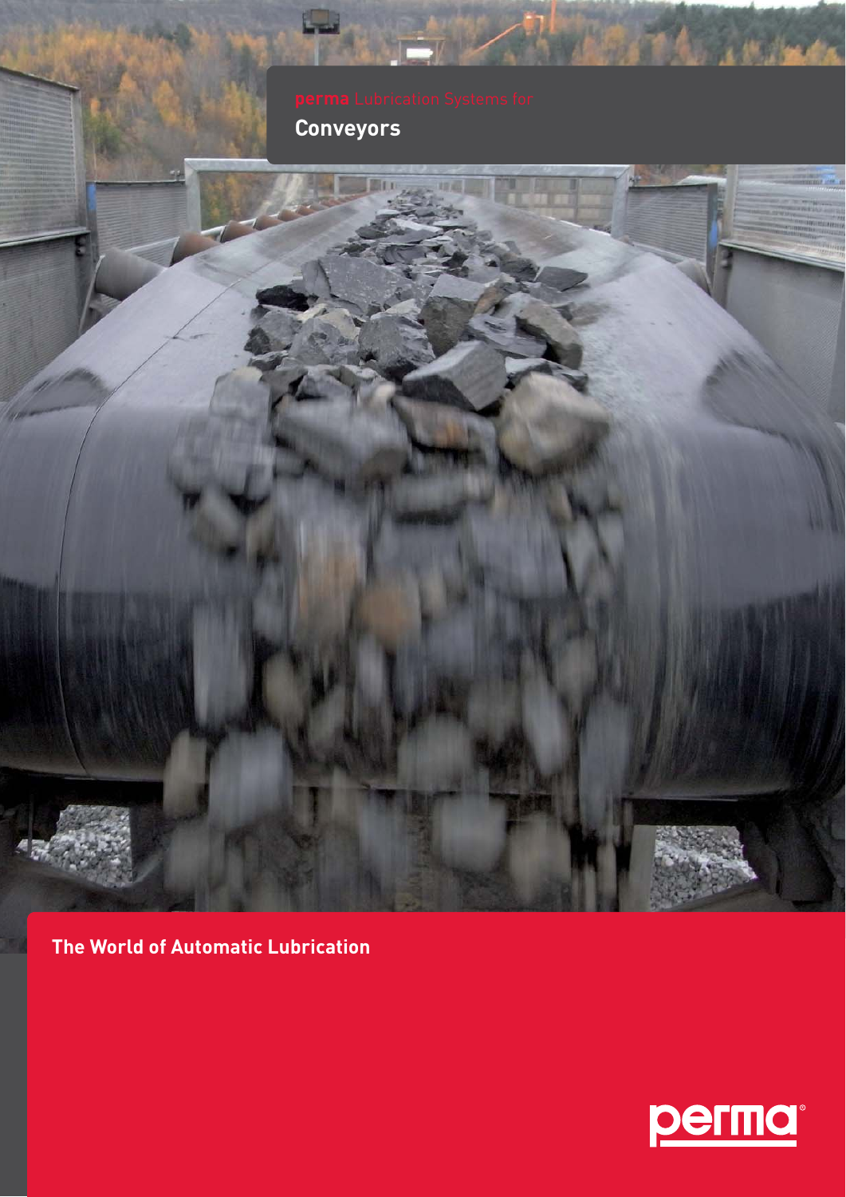**perma** Lubrication Systems for

# Conveyors

**The World of Automatic Lubrication**

perma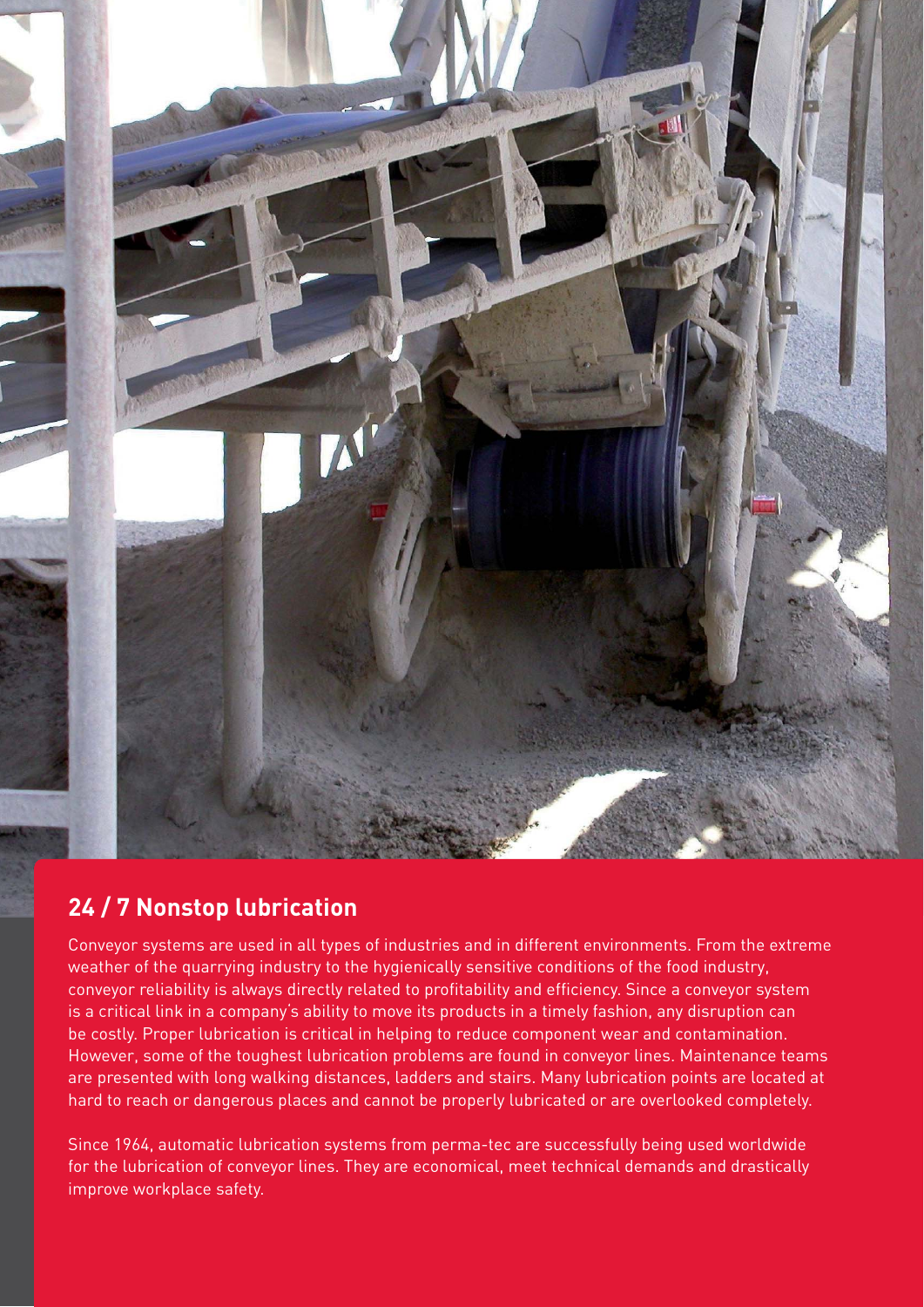## 24 / 7 Nonstop lubrication

Conveyor systems are used in all types of industries and in different environments. From the extreme weather of the quarrying industry to the hygienically sensitive conditions of the food industry, conveyor reliability is always directly related to profitability and efficiency. Since a conveyor system is a critical link in a company's ability to move its products in a timely fashion, any disruption can be costly. Proper lubrication is critical in helping to reduce component wear and contamination. However, some of the toughest lubrication problems are found in conveyor lines. Maintenance teams are presented with long walking distances, ladders and stairs. Many lubrication points are located at hard to reach or dangerous places and cannot be properly lubricated or are overlooked completely.

Since 1964, automatic lubrication systems from perma-tec are successfully being used worldwide for the lubrication of conveyor lines. They are economical, meet technical demands and drastically improve workplace safety.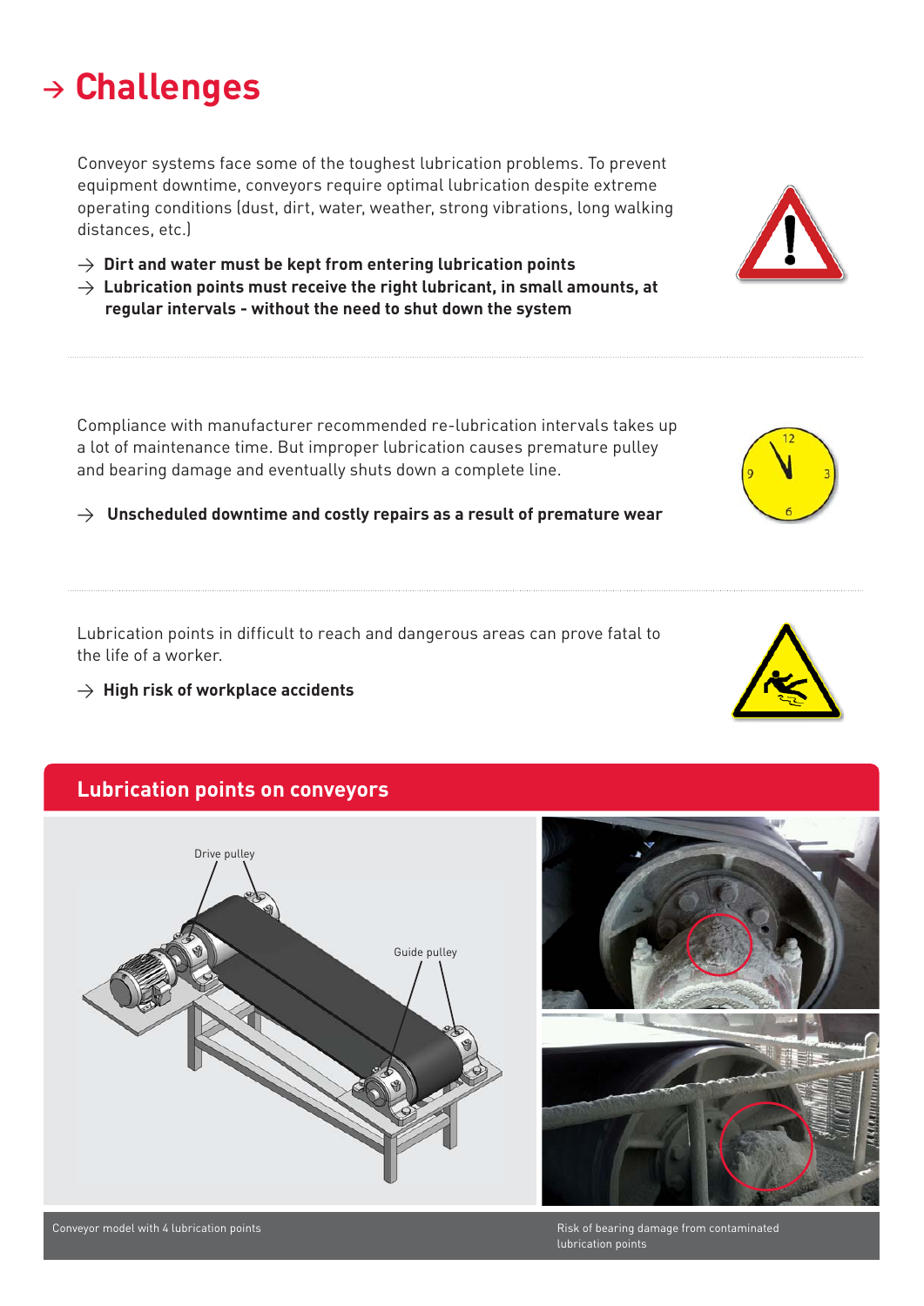# → Challenges

Conveyor systems face some of the toughest lubrication problems. To prevent equipment downtime, conveyors require optimal lubrication despite extreme operating conditions (dust, dirt, water, weather, strong vibrations, long walking distances, etc.)

→ **Dirt and water must be kept from entering lubrication points**

→ **Lubrication points must receive the right lubricant, in small amounts, at regular intervals - without the need to shut down the system**

Compliance with manufacturer recommended re-lubrication intervals takes up a lot of maintenance time. But improper lubrication causes premature pulley and bearing damage and eventually shuts down a complete line.

→ **Unscheduled downtime and costly repairs as a result of premature wear**

Lubrication points in difficult to reach and dangerous areas can prove fatal to the life of a worker.

→ **High risk of workplace accidents**

## Lubrication points on conveyors

Drive pulley

Guide pulley

Conveyor model with 4 lubrication points

Risk of bearing damage from contaminated lubrication points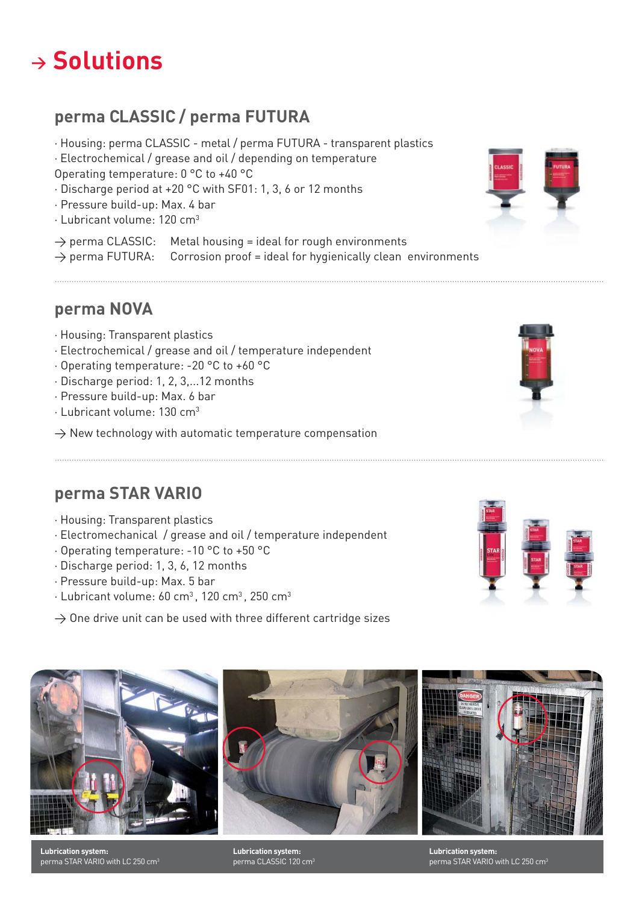# → Solutions

## perma CLASSIC / perma FUTURA

- Housing: perma CLASSIC - metal / perma FUTURA - transparent plastics
- Electrochemical / grease and oil / depending on temperature
Operating temperature: 0 °C to +40 °C
- Discharge period at +20 °C with SF01: 1, 3, 6 or 12 months
- Pressure build-up: Max. 4 bar
- Lubricant volume: 120 cm³

→ perma CLASSIC: Metal housing = ideal for rough environments
→ perma FUTURA: Corrosion proof = ideal for hygienically clean environments

## perma NOVA

- Housing: Transparent plastics
- Electrochemical / grease and oil / temperature independent
- Operating temperature: -20 °C to +60 °C
- Discharge period: 1, 2, 3,...12 months
- Pressure build-up: Max. 6 bar
- Lubricant volume: 130 cm³

→ New technology with automatic temperature compensation

## perma STAR VARIO

- Housing: Transparent plastics
- Electromechanical / grease and oil / temperature independent
- Operating temperature: -10 °C to +50 °C
- Discharge period: 1, 3, 6, 12 months
- Pressure build-up: Max. 5 bar
- Lubricant volume: 60 cm³, 120 cm³, 250 cm³

→ One drive unit can be used with three different cartridge sizes

**Lubrication system:**
perma STAR VARIO with LC 250 cm³

**Lubrication system:**
perma CLASSIC 120 cm³

**Lubrication system:**
perma STAR VARIO with LC 250 cm³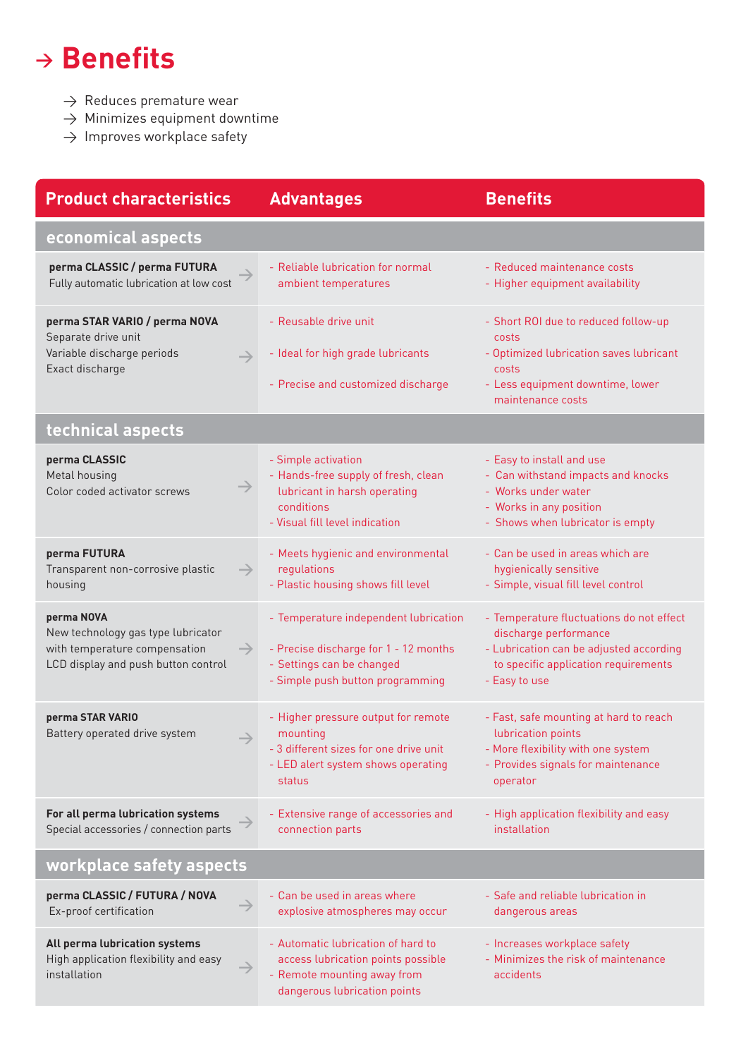# → Benefits

- → Reduces premature wear
- → Minimizes equipment downtime
- → Improves workplace safety

| Product characteristics | Advantages | Benefits |
|---|---|---|
| **economical aspects** | | |
| **perma CLASSIC / perma FUTURA**<br>Fully automatic lubrication at low cost | - Reliable lubrication for normal ambient temperatures | - Reduced maintenance costs<br>- Higher equipment availability |
| **perma STAR VARIO / perma NOVA**<br>Separate drive unit<br>Variable discharge periods<br>Exact discharge | - Reusable drive unit<br>- Ideal for high grade lubricants<br>- Precise and customized discharge | - Short ROI due to reduced follow-up costs<br>- Optimized lubrication saves lubricant costs<br>- Less equipment downtime, lower maintenance costs |
| **technical aspects** | | |
| **perma CLASSIC**<br>Metal housing<br>Color coded activator screws | - Simple activation<br>- Hands-free supply of fresh, clean lubricant in harsh operating conditions<br>- Visual fill level indication | - Easy to install and use<br>- Can withstand impacts and knocks<br>- Works under water<br>- Works in any position<br>- Shows when lubricator is empty |
| **perma FUTURA**<br>Transparent non-corrosive plastic housing | - Meets hygienic and environmental regulations<br>- Plastic housing shows fill level | - Can be used in areas which are hygienically sensitive<br>- Simple, visual fill level control |
| **perma NOVA**<br>New technology gas type lubricator with temperature compensation<br>LCD display and push button control | - Temperature independent lubrication<br>- Precise discharge for 1 - 12 months<br>- Settings can be changed<br>- Simple push button programming | - Temperature fluctuations do not effect discharge performance<br>- Lubrication can be adjusted according to specific application requirements<br>- Easy to use |
| **perma STAR VARIO**<br>Battery operated drive system | - Higher pressure output for remote mounting<br>- 3 different sizes for one drive unit<br>- LED alert system shows operating status | - Fast, safe mounting at hard to reach lubrication points<br>- More flexibility with one system<br>- Provides signals for maintenance operator |
| **For all perma lubrication systems**<br>Special accessories / connection parts | - Extensive range of accessories and connection parts | - High application flexibility and easy installation |
| **workplace safety aspects** | | |
| **perma CLASSIC / FUTURA / NOVA**<br>Ex-proof certification | - Can be used in areas where explosive atmospheres may occur | - Safe and reliable lubrication in dangerous areas |
| **All perma lubrication systems**<br>High application flexibility and easy installation | - Automatic lubrication of hard to access lubrication points possible<br>- Remote mounting away from dangerous lubrication points | - Increases workplace safety<br>- Minimizes the risk of maintenance accidents |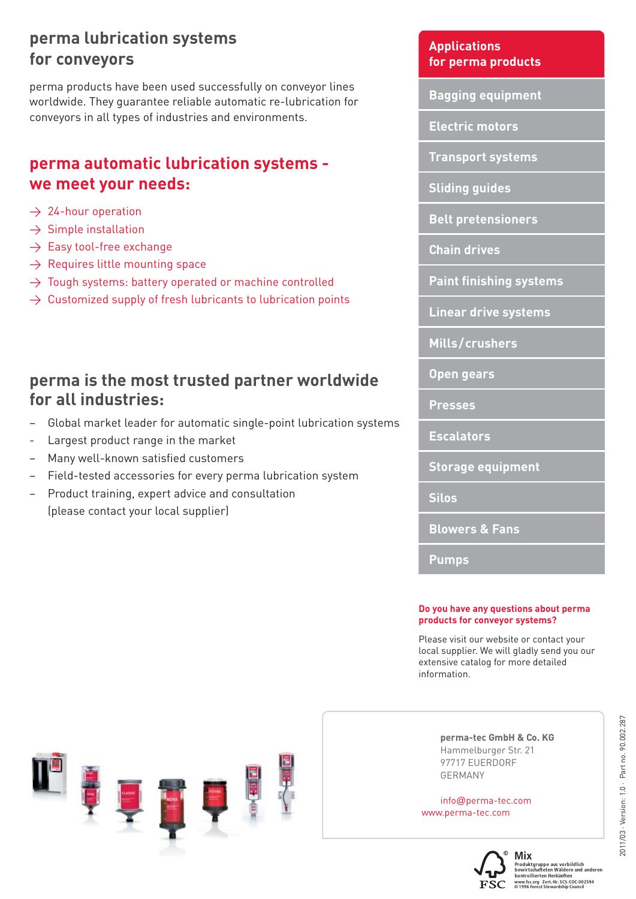## perma lubrication systems for conveyors

perma products have been used successfully on conveyor lines worldwide. They guarantee reliable automatic re-lubrication for conveyors in all types of industries and environments.

## perma automatic lubrication systems - we meet your needs:

- → 24-hour operation
- → Simple installation
- → Easy tool-free exchange
- → Requires little mounting space
- → Tough systems: battery operated or machine controlled
- → Customized supply of fresh lubricants to lubrication points

## perma is the most trusted partner worldwide for all industries:

- Global market leader for automatic single-point lubrication systems
- Largest product range in the market
- Many well-known satisfied customers
- Field-tested accessories for every perma lubrication system
- Product training, expert advice and consultation (please contact your local supplier)

### Applications for perma products

- Bagging equipment
- Electric motors
- Transport systems
- Sliding guides
- Belt pretensioners
- Chain drives
- Paint finishing systems
- Linear drive systems
- Mills/crushers
- Open gears
- Presses
- Escalators
- Storage equipment
- Silos
- Blowers & Fans
- Pumps

**Do you have any questions about perma products for conveyor systems?**

Please visit our website or contact your local supplier. We will gladly send you our extensive catalog for more detailed information.

**perma-tec GmbH & Co. KG**
Hammelburger Str. 21
97717 EUERDORF
GERMANY

info@perma-tec.com
www.perma-tec.com

2011/03 · Version: 1.0 · Part no. 90.002.287

FSC Mix
Produktgruppe aus vorbildlich bewirtschafteten Wäldern und anderen kontrollierten Herkünften
www.fsc.org Zert.-Nr. SCS-COC-002594
© 1996 Forest Stewardship Council